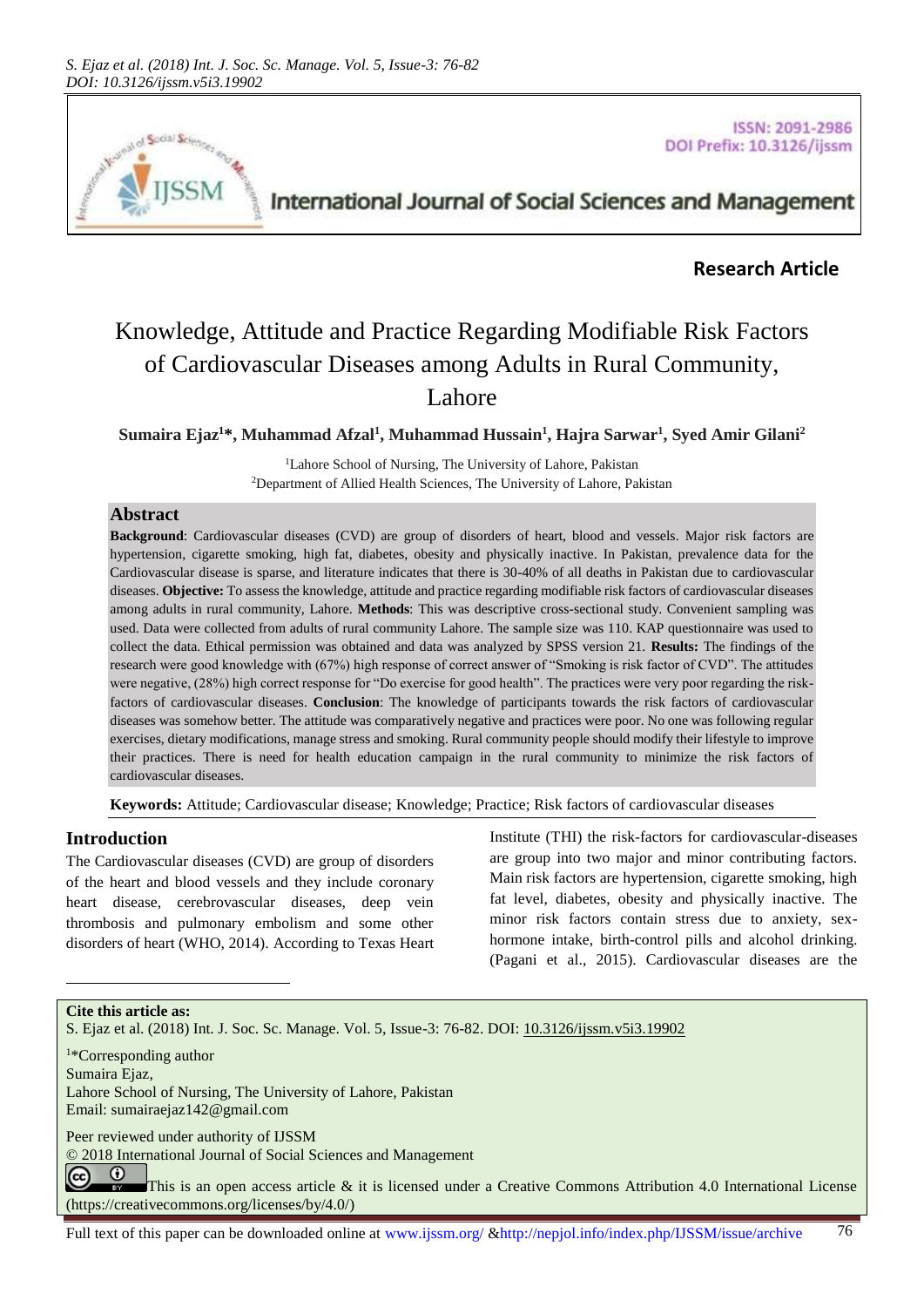Research Article

# Knowledge, Attitude and Practice Regarding Modifiable Risk Factors of Cardiovascular Diseases among Adults in Rural Community, Lahore

**Sumaira Ejaz[1]\*, Muhammad Afzal[1], Muhammad Hussain[1], Hajra Sarwar[1], Syed Amir Gilani[2]**

[1]Lahore School of Nursing, The University of Lahore, Pakistan
[2]Department of Allied Health Sciences, The University of Lahore, Pakistan

## Abstract

**Background**: Cardiovascular diseases (CVD) are group of disorders of heart, blood and vessels. Major risk factors are hypertension, cigarette smoking, high fat, diabetes, obesity and physically inactive. In Pakistan, prevalence data for the Cardiovascular disease is sparse, and literature indicates that there is 30-40% of all deaths in Pakistan due to cardiovascular diseases. **Objective:** To assess the knowledge, attitude and practice regarding modifiable risk factors of cardiovascular diseases among adults in rural community, Lahore. **Methods**: This was descriptive cross-sectional study. Convenient sampling was used. Data were collected from adults of rural community Lahore. The sample size was 110. KAP questionnaire was used to collect the data. Ethical permission was obtained and data was analyzed by SPSS version 21. **Results:** The findings of the research were good knowledge with (67%) high response of correct answer of "Smoking is risk factor of CVD". The attitudes were negative, (28%) high correct response for "Do exercise for good health". The practices were very poor regarding the risk-factors of cardiovascular diseases. **Conclusion**: The knowledge of participants towards the risk factors of cardiovascular diseases was somehow better. The attitude was comparatively negative and practices were poor. No one was following regular exercises, dietary modifications, manage stress and smoking. Rural community people should modify their lifestyle to improve their practices. There is need for health education campaign in the rural community to minimize the risk factors of cardiovascular diseases.

**Keywords:** Attitude; Cardiovascular disease; Knowledge; Practice; Risk factors of cardiovascular diseases

## Introduction

The Cardiovascular diseases (CVD) are group of disorders of the heart and blood vessels and they include coronary heart disease, cerebrovascular diseases, deep vein thrombosis and pulmonary embolism and some other disorders of heart (WHO, 2014). According to Texas Heart Institute (THI) the risk-factors for cardiovascular-diseases are group into two major and minor contributing factors. Main risk factors are hypertension, cigarette smoking, high fat level, diabetes, obesity and physically inactive. The minor risk factors contain stress due to anxiety, sex-hormone intake, birth-control pills and alcohol drinking. (Pagani et al., 2015). Cardiovascular diseases are the

**Cite this article as:**
S. Ejaz et al. (2018) Int. J. Soc. Sc. Manage. Vol. 5, Issue-3: 76-82. DOI: 10.3126/ijssm.v5i3.19902

[1]\*Corresponding author
Sumaira Ejaz,
Lahore School of Nursing, The University of Lahore, Pakistan
Email: sumairaejaz142@gmail.com

Peer reviewed under authority of IJSSM
© 2018 International Journal of Social Sciences and Management

This is an open access article & it is licensed under a Creative Commons Attribution 4.0 International License (https://creativecommons.org/licenses/by/4.0/)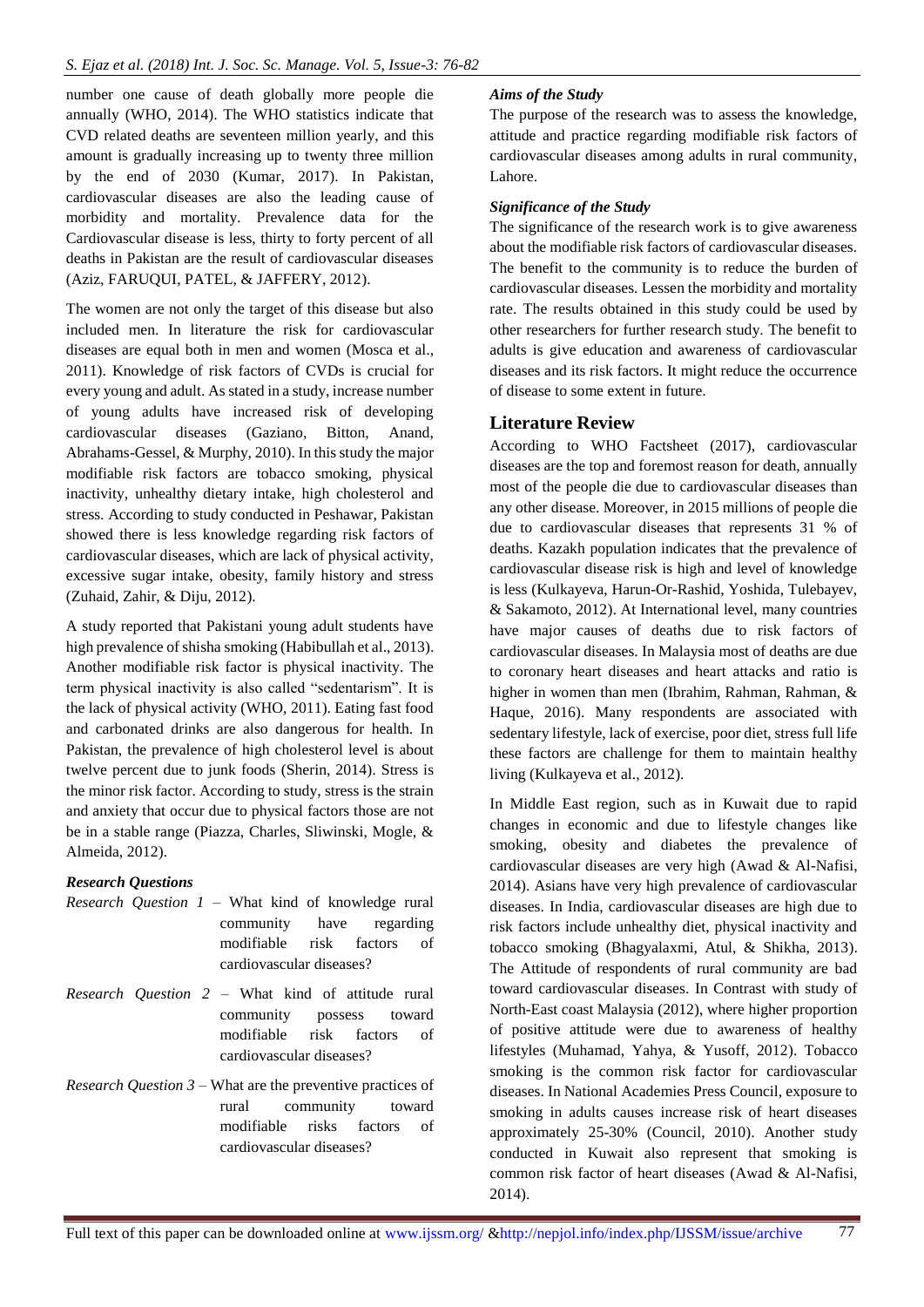number one cause of death globally more people die annually (WHO, 2014). The WHO statistics indicate that CVD related deaths are seventeen million yearly, and this amount is gradually increasing up to twenty three million by the end of 2030 (Kumar, 2017). In Pakistan, cardiovascular diseases are also the leading cause of morbidity and mortality. Prevalence data for the Cardiovascular disease is less, thirty to forty percent of all deaths in Pakistan are the result of cardiovascular diseases (Aziz, FARUQUI, PATEL, & JAFFERY, 2012).

The women are not only the target of this disease but also included men. In literature the risk for cardiovascular diseases are equal both in men and women (Mosca et al., 2011). Knowledge of risk factors of CVDs is crucial for every young and adult. As stated in a study, increase number of young adults have increased risk of developing cardiovascular diseases (Gaziano, Bitton, Anand, Abrahams-Gessel, & Murphy, 2010). In this study the major modifiable risk factors are tobacco smoking, physical inactivity, unhealthy dietary intake, high cholesterol and stress. According to study conducted in Peshawar, Pakistan showed there is less knowledge regarding risk factors of cardiovascular diseases, which are lack of physical activity, excessive sugar intake, obesity, family history and stress (Zuhaid, Zahir, & Diju, 2012).

A study reported that Pakistani young adult students have high prevalence of shisha smoking (Habibullah et al., 2013). Another modifiable risk factor is physical inactivity. The term physical inactivity is also called "sedentarism". It is the lack of physical activity (WHO, 2011). Eating fast food and carbonated drinks are also dangerous for health. In Pakistan, the prevalence of high cholesterol level is about twelve percent due to junk foods (Sherin, 2014). Stress is the minor risk factor. According to study, stress is the strain and anxiety that occur due to physical factors those are not be in a stable range (Piazza, Charles, Sliwinski, Mogle, & Almeida, 2012).

***Research Questions***

*Research Question 1* – What kind of knowledge rural community have regarding modifiable risk factors of cardiovascular diseases?

*Research Question 2* – What kind of attitude rural community possess toward modifiable risk factors of cardiovascular diseases?

*Research Question 3* – What are the preventive practices of rural community toward modifiable risks factors of cardiovascular diseases?

***Aims of the Study***

The purpose of the research was to assess the knowledge, attitude and practice regarding modifiable risk factors of cardiovascular diseases among adults in rural community, Lahore.

***Significance of the Study***

The significance of the research work is to give awareness about the modifiable risk factors of cardiovascular diseases. The benefit to the community is to reduce the burden of cardiovascular diseases. Lessen the morbidity and mortality rate. The results obtained in this study could be used by other researchers for further research study. The benefit to adults is give education and awareness of cardiovascular diseases and its risk factors. It might reduce the occurrence of disease to some extent in future.

## Literature Review

According to WHO Factsheet (2017), cardiovascular diseases are the top and foremost reason for death, annually most of the people die due to cardiovascular diseases than any other disease. Moreover, in 2015 millions of people die due to cardiovascular diseases that represents 31 % of deaths. Kazakh population indicates that the prevalence of cardiovascular disease risk is high and level of knowledge is less (Kulkayeva, Harun-Or-Rashid, Yoshida, Tulebayev, & Sakamoto, 2012). At International level, many countries have major causes of deaths due to risk factors of cardiovascular diseases. In Malaysia most of deaths are due to coronary heart diseases and heart attacks and ratio is higher in women than men (Ibrahim, Rahman, Rahman, & Haque, 2016). Many respondents are associated with sedentary lifestyle, lack of exercise, poor diet, stress full life these factors are challenge for them to maintain healthy living (Kulkayeva et al., 2012).

In Middle East region, such as in Kuwait due to rapid changes in economic and due to lifestyle changes like smoking, obesity and diabetes the prevalence of cardiovascular diseases are very high (Awad & Al-Nafisi, 2014). Asians have very high prevalence of cardiovascular diseases. In India, cardiovascular diseases are high due to risk factors include unhealthy diet, physical inactivity and tobacco smoking (Bhagyalaxmi, Atul, & Shikha, 2013). The Attitude of respondents of rural community are bad toward cardiovascular diseases. In Contrast with study of North-East coast Malaysia (2012), where higher proportion of positive attitude were due to awareness of healthy lifestyles (Muhamad, Yahya, & Yusoff, 2012). Tobacco smoking is the common risk factor for cardiovascular diseases. In National Academies Press Council, exposure to smoking in adults causes increase risk of heart diseases approximately 25-30% (Council, 2010). Another study conducted in Kuwait also represent that smoking is common risk factor of heart diseases (Awad & Al-Nafisi, 2014).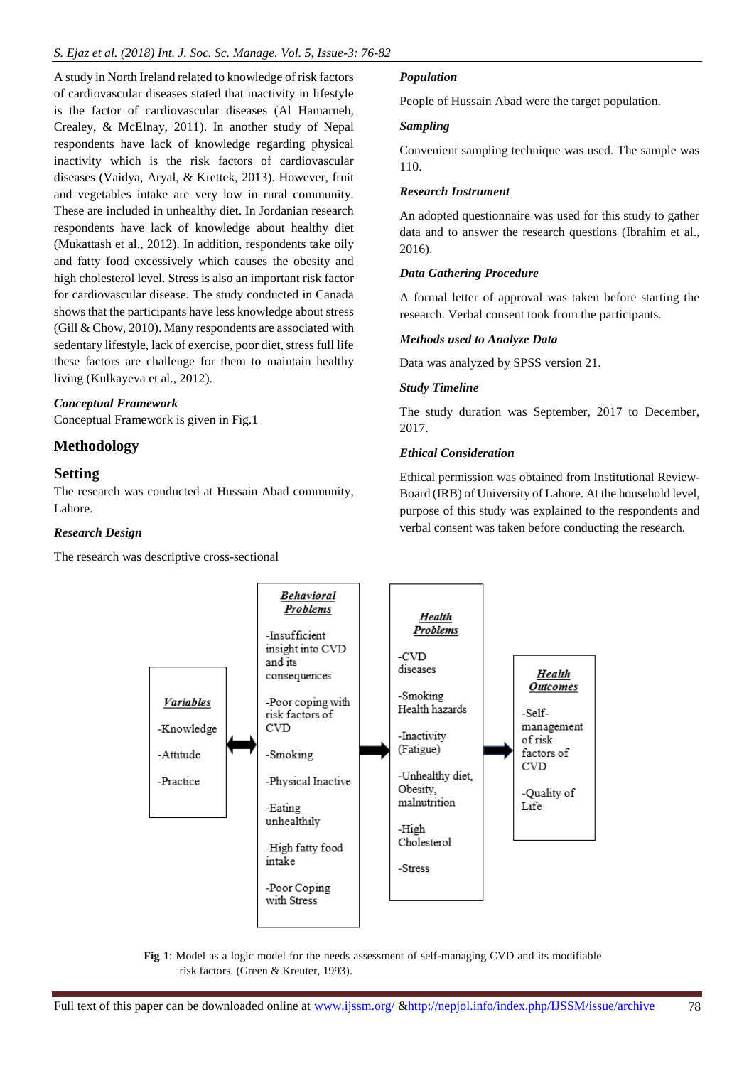A study in North Ireland related to knowledge of risk factors of cardiovascular diseases stated that inactivity in lifestyle is the factor of cardiovascular diseases (Al Hamarneh, Crealey, & McElnay, 2011). In another study of Nepal respondents have lack of knowledge regarding physical inactivity which is the risk factors of cardiovascular diseases (Vaidya, Aryal, & Krettek, 2013). However, fruit and vegetables intake are very low in rural community. These are included in unhealthy diet. In Jordanian research respondents have lack of knowledge about healthy diet (Mukattash et al., 2012). In addition, respondents take oily and fatty food excessively which causes the obesity and high cholesterol level. Stress is also an important risk factor for cardiovascular disease. The study conducted in Canada shows that the participants have less knowledge about stress (Gill & Chow, 2010). Many respondents are associated with sedentary lifestyle, lack of exercise, poor diet, stress full life these factors are challenge for them to maintain healthy living (Kulkayeva et al., 2012).

### *Conceptual Framework*

Conceptual Framework is given in Fig.1

## Methodology

### Setting

The research was conducted at Hussain Abad community, Lahore.

### *Research Design*

The research was descriptive cross-sectional

### *Population*

People of Hussain Abad were the target population.

### *Sampling*

Convenient sampling technique was used. The sample was 110.

### *Research Instrument*

An adopted questionnaire was used for this study to gather data and to answer the research questions (Ibrahim et al., 2016).

### *Data Gathering Procedure*

A formal letter of approval was taken before starting the research. Verbal consent took from the participants.

### *Methods used to Analyze Data*

Data was analyzed by SPSS version 21.

### *Study Timeline*

The study duration was September, 2017 to December, 2017.

### *Ethical Consideration*

Ethical permission was obtained from Institutional Review-Board (IRB) of University of Lahore. At the household level, purpose of this study was explained to the respondents and verbal consent was taken before conducting the research.

| ***Variables*** | ⇔ | ***Behavioral Problems*** | ⇒ | ***Health Problems*** | ⇒ | ***Health Outcomes*** |
|---|---|---|---|---|---|---|
| -Knowledge<br>-Attitude<br>-Practice | | -Insufficient insight into CVD and its consequences<br>-Poor coping with risk factors of CVD<br>-Smoking<br>-Physical Inactive<br>-Eating unhealthily<br>-High fatty food intake<br>-Poor Coping with Stress | | -CVD diseases<br>-Smoking Health hazards<br>-Inactivity (Fatigue)<br>-Unhealthy diet, Obesity, malnutrition<br>-High Cholesterol<br>-Stress | | -Self-management of risk factors of CVD<br>-Quality of Life |

**Fig 1**: Model as a logic model for the needs assessment of self-managing CVD and its modifiable risk factors. (Green & Kreuter, 1993).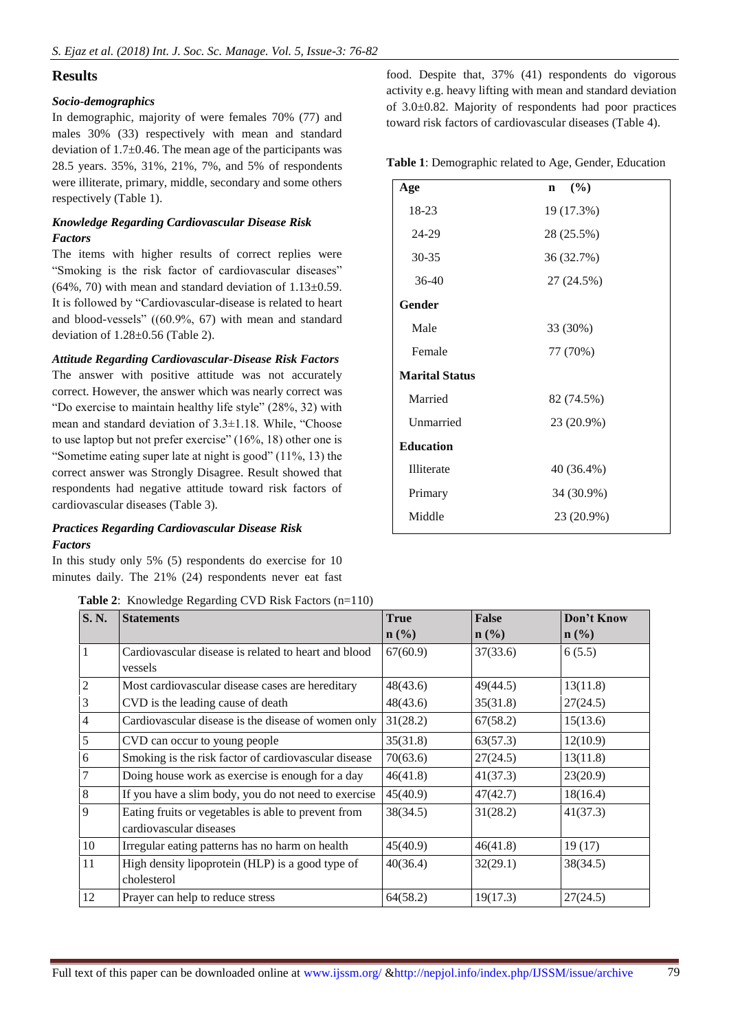## Results

### *Socio-demographics*

In demographic, majority of were females 70% (77) and males 30% (33) respectively with mean and standard deviation of 1.7±0.46. The mean age of the participants was 28.5 years. 35%, 31%, 21%, 7%, and 5% of respondents were illiterate, primary, middle, secondary and some others respectively (Table 1).

### *Knowledge Regarding Cardiovascular Disease Risk Factors*

The items with higher results of correct replies were "Smoking is the risk factor of cardiovascular diseases" (64%, 70) with mean and standard deviation of 1.13±0.59. It is followed by "Cardiovascular-disease is related to heart and blood-vessels" ((60.9%, 67) with mean and standard deviation of 1.28±0.56 (Table 2).

### *Attitude Regarding Cardiovascular-Disease Risk Factors*

The answer with positive attitude was not accurately correct. However, the answer which was nearly correct was "Do exercise to maintain healthy life style" (28%, 32) with mean and standard deviation of 3.3±1.18. While, "Choose to use laptop but not prefer exercise" (16%, 18) other one is "Sometime eating super late at night is good" (11%, 13) the correct answer was Strongly Disagree. Result showed that respondents had negative attitude toward risk factors of cardiovascular diseases (Table 3).

### *Practices Regarding Cardiovascular Disease Risk Factors*

In this study only 5% (5) respondents do exercise for 10 minutes daily. The 21% (24) respondents never eat fast food. Despite that, 37% (41) respondents do vigorous activity e.g. heavy lifting with mean and standard deviation of 3.0±0.82. Majority of respondents had poor practices toward risk factors of cardiovascular diseases (Table 4).

**Table 1**: Demographic related to Age, Gender, Education

| Age | n (%) |
|---|---|
| 18-23 | 19 (17.3%) |
| 24-29 | 28 (25.5%) |
| 30-35 | 36 (32.7%) |
| 36-40 | 27 (24.5%) |
| **Gender** | |
| Male | 33 (30%) |
| Female | 77 (70%) |
| **Marital Status** | |
| Married | 82 (74.5%) |
| Unmarried | 23 (20.9%) |
| **Education** | |
| Illiterate | 40 (36.4%) |
| Primary | 34 (30.9%) |
| Middle | 23 (20.9%) |

**Table 2**: Knowledge Regarding CVD Risk Factors (n=110)

| S. N. | Statements | True n (%) | False n (%) | Don't Know n (%) |
|---|---|---|---|---|
| 1 | Cardiovascular disease is related to heart and blood vessels | 67(60.9) | 37(33.6) | 6 (5.5) |
| 2 | Most cardiovascular disease cases are hereditary | 48(43.6) | 49(44.5) | 13(11.8) |
| 3 | CVD is the leading cause of death | 48(43.6) | 35(31.8) | 27(24.5) |
| 4 | Cardiovascular disease is the disease of women only | 31(28.2) | 67(58.2) | 15(13.6) |
| 5 | CVD can occur to young people | 35(31.8) | 63(57.3) | 12(10.9) |
| 6 | Smoking is the risk factor of cardiovascular disease | 70(63.6) | 27(24.5) | 13(11.8) |
| 7 | Doing house work as exercise is enough for a day | 46(41.8) | 41(37.3) | 23(20.9) |
| 8 | If you have a slim body, you do not need to exercise | 45(40.9) | 47(42.7) | 18(16.4) |
| 9 | Eating fruits or vegetables is able to prevent from cardiovascular diseases | 38(34.5) | 31(28.2) | 41(37.3) |
| 10 | Irregular eating patterns has no harm on health | 45(40.9) | 46(41.8) | 19 (17) |
| 11 | High density lipoprotein (HLP) is a good type of cholesterol | 40(36.4) | 32(29.1) | 38(34.5) |
| 12 | Prayer can help to reduce stress | 64(58.2) | 19(17.3) | 27(24.5) |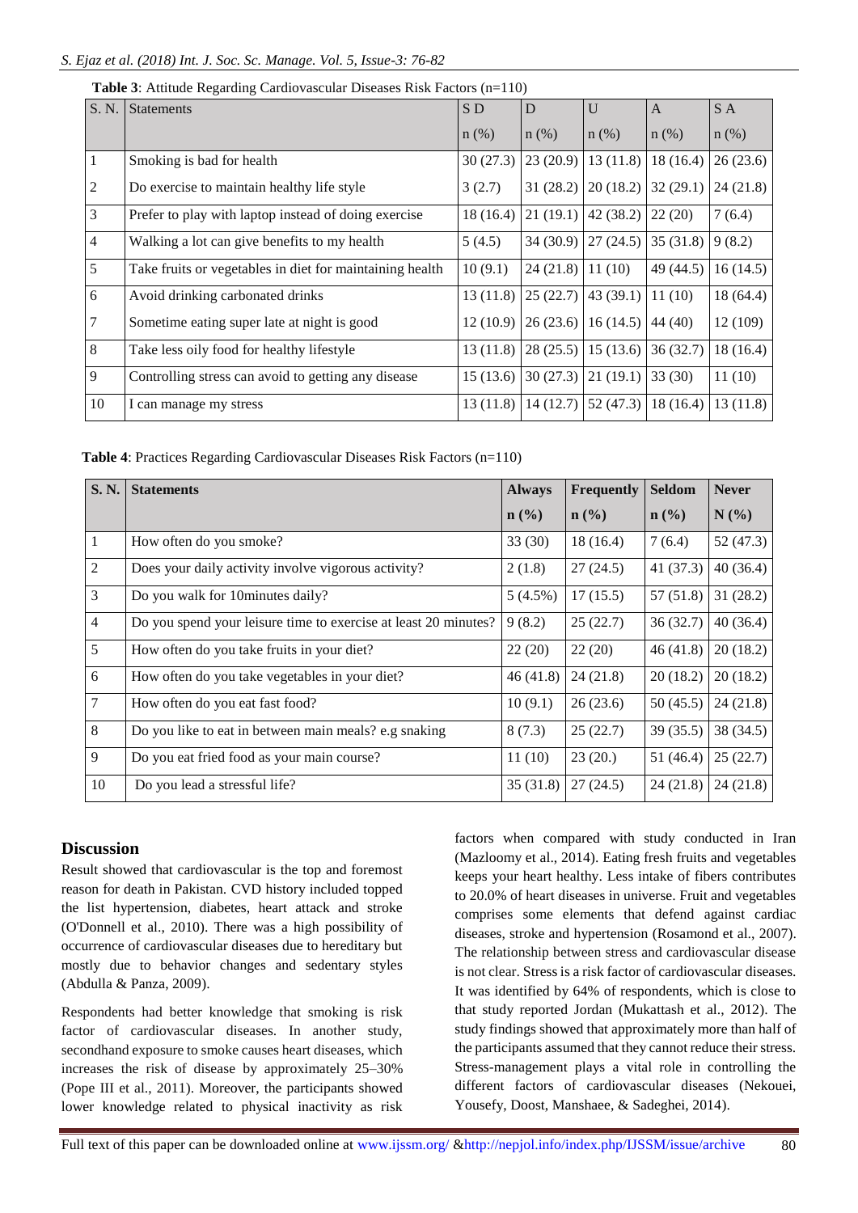**Table 3**: Attitude Regarding Cardiovascular Diseases Risk Factors (n=110)

| S. N. | Statements | S D | D | U | A | S A |
|---|---|---|---|---|---|---|
| | | n (%) | n (%) | n (%) | n (%) | n (%) |
| 1 | Smoking is bad for health | 30 (27.3) | 23 (20.9) | 13 (11.8) | 18 (16.4) | 26 (23.6) |
| 2 | Do exercise to maintain healthy life style | 3 (2.7) | 31 (28.2) | 20 (18.2) | 32 (29.1) | 24 (21.8) |
| 3 | Prefer to play with laptop instead of doing exercise | 18 (16.4) | 21 (19.1) | 42 (38.2) | 22 (20) | 7 (6.4) |
| 4 | Walking a lot can give benefits to my health | 5 (4.5) | 34 (30.9) | 27 (24.5) | 35 (31.8) | 9 (8.2) |
| 5 | Take fruits or vegetables in diet for maintaining health | 10 (9.1) | 24 (21.8) | 11 (10) | 49 (44.5) | 16 (14.5) |
| 6 | Avoid drinking carbonated drinks | 13 (11.8) | 25 (22.7) | 43 (39.1) | 11 (10) | 18 (64.4) |
| 7 | Sometime eating super late at night is good | 12 (10.9) | 26 (23.6) | 16 (14.5) | 44 (40) | 12 (109) |
| 8 | Take less oily food for healthy lifestyle | 13 (11.8) | 28 (25.5) | 15 (13.6) | 36 (32.7) | 18 (16.4) |
| 9 | Controlling stress can avoid to getting any disease | 15 (13.6) | 30 (27.3) | 21 (19.1) | 33 (30) | 11 (10) |
| 10 | I can manage my stress | 13 (11.8) | 14 (12.7) | 52 (47.3) | 18 (16.4) | 13 (11.8) |

**Table 4**: Practices Regarding Cardiovascular Diseases Risk Factors (n=110)

| **S. N.** | **Statements** | **Always** | **Frequently** | **Seldom** | **Never** |
|---|---|---|---|---|---|
| | | **n (%)** | **n (%)** | **n (%)** | **N (%)** |
| 1 | How often do you smoke? | 33 (30) | 18 (16.4) | 7 (6.4) | 52 (47.3) |
| 2 | Does your daily activity involve vigorous activity? | 2 (1.8) | 27 (24.5) | 41 (37.3) | 40 (36.4) |
| 3 | Do you walk for 10minutes daily? | 5 (4.5%) | 17 (15.5) | 57 (51.8) | 31 (28.2) |
| 4 | Do you spend your leisure time to exercise at least 20 minutes? | 9 (8.2) | 25 (22.7) | 36 (32.7) | 40 (36.4) |
| 5 | How often do you take fruits in your diet? | 22 (20) | 22 (20) | 46 (41.8) | 20 (18.2) |
| 6 | How often do you take vegetables in your diet? | 46 (41.8) | 24 (21.8) | 20 (18.2) | 20 (18.2) |
| 7 | How often do you eat fast food? | 10 (9.1) | 26 (23.6) | 50 (45.5) | 24 (21.8) |
| 8 | Do you like to eat in between main meals? e.g snaking | 8 (7.3) | 25 (22.7) | 39 (35.5) | 38 (34.5) |
| 9 | Do you eat fried food as your main course? | 11 (10) | 23 (20.) | 51 (46.4) | 25 (22.7) |
| 10 | Do you lead a stressful life? | 35 (31.8) | 27 (24.5) | 24 (21.8) | 24 (21.8) |

## Discussion

Result showed that cardiovascular is the top and foremost reason for death in Pakistan. CVD history included topped the list hypertension, diabetes, heart attack and stroke (O'Donnell et al., 2010). There was a high possibility of occurrence of cardiovascular diseases due to hereditary but mostly due to behavior changes and sedentary styles (Abdulla & Panza, 2009).

Respondents had better knowledge that smoking is risk factor of cardiovascular diseases. In another study, secondhand exposure to smoke causes heart diseases, which increases the risk of disease by approximately 25–30% (Pope III et al., 2011). Moreover, the participants showed lower knowledge related to physical inactivity as risk factors when compared with study conducted in Iran (Mazloomy et al., 2014). Eating fresh fruits and vegetables keeps your heart healthy. Less intake of fibers contributes to 20.0% of heart diseases in universe. Fruit and vegetables comprises some elements that defend against cardiac diseases, stroke and hypertension (Rosamond et al., 2007). The relationship between stress and cardiovascular disease is not clear. Stress is a risk factor of cardiovascular diseases. It was identified by 64% of respondents, which is close to that study reported Jordan (Mukattash et al., 2012). The study findings showed that approximately more than half of the participants assumed that they cannot reduce their stress. Stress-management plays a vital role in controlling the different factors of cardiovascular diseases (Nekouei, Yousefy, Doost, Manshaee, & Sadeghei, 2014).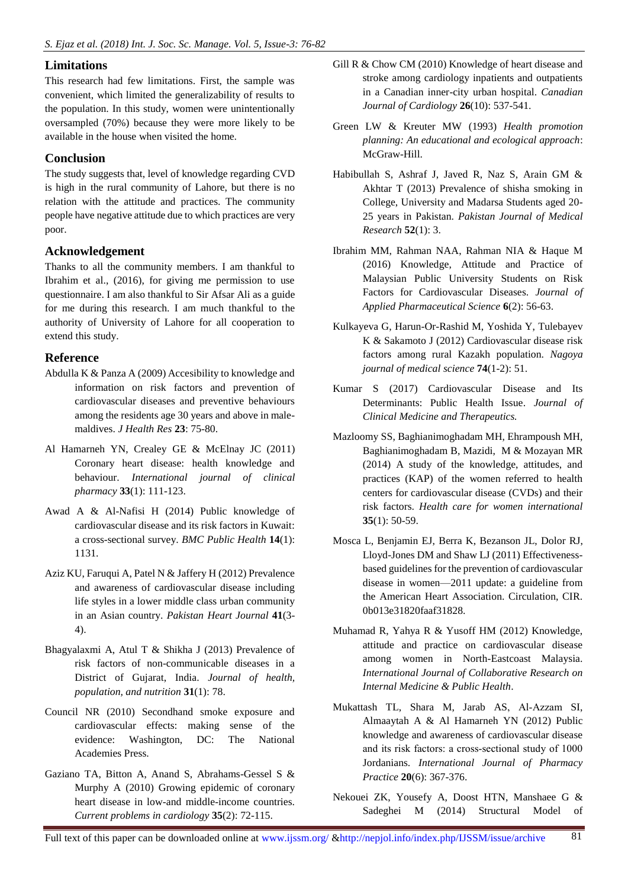## Limitations

This research had few limitations. First, the sample was convenient, which limited the generalizability of results to the population. In this study, women were unintentionally oversampled (70%) because they were more likely to be available in the house when visited the home.

## Conclusion

The study suggests that, level of knowledge regarding CVD is high in the rural community of Lahore, but there is no relation with the attitude and practices. The community people have negative attitude due to which practices are very poor.

## Acknowledgement

Thanks to all the community members. I am thankful to Ibrahim et al., (2016), for giving me permission to use questionnaire. I am also thankful to Sir Afsar Ali as a guide for me during this research. I am much thankful to the authority of University of Lahore for all cooperation to extend this study.

## Reference

Abdulla K & Panza A (2009) Accesibility to knowledge and information on risk factors and prevention of cardiovascular diseases and preventive behaviours among the residents age 30 years and above in male-maldives. *J Health Res* **23**: 75-80.

Al Hamarneh YN, Crealey GE & McElnay JC (2011) Coronary heart disease: health knowledge and behaviour. *International journal of clinical pharmacy* **33**(1): 111-123.

Awad A & Al-Nafisi H (2014) Public knowledge of cardiovascular disease and its risk factors in Kuwait: a cross-sectional survey. *BMC Public Health* **14**(1): 1131.

Aziz KU, Faruqui A, Patel N & Jaffery H (2012) Prevalence and awareness of cardiovascular disease including life styles in a lower middle class urban community in an Asian country. *Pakistan Heart Journal* **41**(3-4).

Bhagyalaxmi A, Atul T & Shikha J (2013) Prevalence of risk factors of non-communicable diseases in a District of Gujarat, India. *Journal of health, population, and nutrition* **31**(1): 78.

Council NR (2010) Secondhand smoke exposure and cardiovascular effects: making sense of the evidence: Washington, DC: The National Academies Press.

Gaziano TA, Bitton A, Anand S, Abrahams-Gessel S & Murphy A (2010) Growing epidemic of coronary heart disease in low-and middle-income countries. *Current problems in cardiology* **35**(2): 72-115.

Gill R & Chow CM (2010) Knowledge of heart disease and stroke among cardiology inpatients and outpatients in a Canadian inner-city urban hospital. *Canadian Journal of Cardiology* **26**(10): 537-541.

Green LW & Kreuter MW (1993) *Health promotion planning: An educational and ecological approach*: McGraw-Hill.

Habibullah S, Ashraf J, Javed R, Naz S, Arain GM & Akhtar T (2013) Prevalence of shisha smoking in College, University and Madarsa Students aged 20-25 years in Pakistan. *Pakistan Journal of Medical Research* **52**(1): 3.

Ibrahim MM, Rahman NAA, Rahman NIA & Haque M (2016) Knowledge, Attitude and Practice of Malaysian Public University Students on Risk Factors for Cardiovascular Diseases. *Journal of Applied Pharmaceutical Science* **6**(2): 56-63.

Kulkayeva G, Harun-Or-Rashid M, Yoshida Y, Tulebayev K & Sakamoto J (2012) Cardiovascular disease risk factors among rural Kazakh population. *Nagoya journal of medical science* **74**(1-2): 51.

Kumar S (2017) Cardiovascular Disease and Its Determinants: Public Health Issue. *Journal of Clinical Medicine and Therapeutics.*

Mazloomy SS, Baghianimoghadam MH, Ehrampoush MH, Baghianimoghadam B, Mazidi, M & Mozayan MR (2014) A study of the knowledge, attitudes, and practices (KAP) of the women referred to health centers for cardiovascular disease (CVDs) and their risk factors. *Health care for women international* **35**(1): 50-59.

Mosca L, Benjamin EJ, Berra K, Bezanson JL, Dolor RJ, Lloyd-Jones DM and Shaw LJ (2011) Effectiveness-based guidelines for the prevention of cardiovascular disease in women—2011 update: a guideline from the American Heart Association. Circulation, CIR. 0b013e31820faaf31828.

Muhamad R, Yahya R & Yusoff HM (2012) Knowledge, attitude and practice on cardiovascular disease among women in North-Eastcoast Malaysia. *International Journal of Collaborative Research on Internal Medicine & Public Health*.

Mukattash TL, Shara M, Jarab AS, Al-Azzam SI, Almaaytah A & Al Hamarneh YN (2012) Public knowledge and awareness of cardiovascular disease and its risk factors: a cross-sectional study of 1000 Jordanians. *International Journal of Pharmacy Practice* **20**(6): 367-376.

Nekouei ZK, Yousefy A, Doost HTN, Manshaee G & Sadeghei M (2014) Structural Model of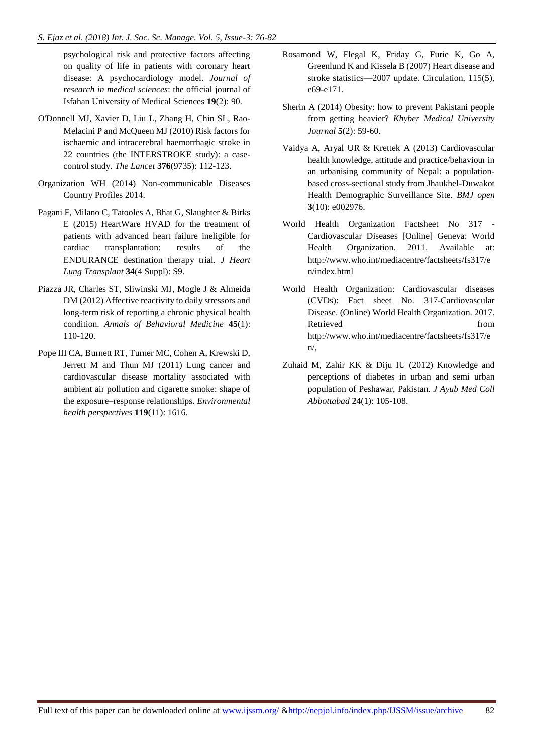psychological risk and protective factors affecting on quality of life in patients with coronary heart disease: A psychocardiology model. *Journal of research in medical sciences*: the official journal of Isfahan University of Medical Sciences **19**(2): 90.

O'Donnell MJ, Xavier D, Liu L, Zhang H, Chin SL, Rao-Melacini P and McQueen MJ (2010) Risk factors for ischaemic and intracerebral haemorrhagic stroke in 22 countries (the INTERSTROKE study): a case-control study. *The Lancet* **376**(9735): 112-123.

Organization WH (2014) Non-communicable Diseases Country Profiles 2014.

Pagani F, Milano C, Tatooles A, Bhat G, Slaughter & Birks E (2015) HeartWare HVAD for the treatment of patients with advanced heart failure ineligible for cardiac transplantation: results of the ENDURANCE destination therapy trial. *J Heart Lung Transplant* **34**(4 Suppl): S9.

Piazza JR, Charles ST, Sliwinski MJ, Mogle J & Almeida DM (2012) Affective reactivity to daily stressors and long-term risk of reporting a chronic physical health condition. *Annals of Behavioral Medicine* **45**(1): 110-120.

Pope III CA, Burnett RT, Turner MC, Cohen A, Krewski D, Jerrett M and Thun MJ (2011) Lung cancer and cardiovascular disease mortality associated with ambient air pollution and cigarette smoke: shape of the exposure–response relationships. *Environmental health perspectives* **119**(11): 1616.

Rosamond W, Flegal K, Friday G, Furie K, Go A, Greenlund K and Kissela B (2007) Heart disease and stroke statistics—2007 update. Circulation, 115(5), e69-e171.

Sherin A (2014) Obesity: how to prevent Pakistani people from getting heavier? *Khyber Medical University Journal* **5**(2): 59-60.

Vaidya A, Aryal UR & Krettek A (2013) Cardiovascular health knowledge, attitude and practice/behaviour in an urbanising community of Nepal: a population-based cross-sectional study from Jhaukhel-Duwakot Health Demographic Surveillance Site. *BMJ open* **3**(10): e002976.

World Health Organization Factsheet No 317 - Cardiovascular Diseases [Online] Geneva: World Health Organization. 2011. Available at: http://www.who.int/mediacentre/factsheets/fs317/en/index.html

World Health Organization: Cardiovascular diseases (CVDs): Fact sheet No. 317-Cardiovascular Disease. (Online) World Health Organization. 2017. Retrieved from http://www.who.int/mediacentre/factsheets/fs317/en/,

Zuhaid M, Zahir KK & Diju IU (2012) Knowledge and perceptions of diabetes in urban and semi urban population of Peshawar, Pakistan. *J Ayub Med Coll Abbottabad* **24**(1): 105-108.